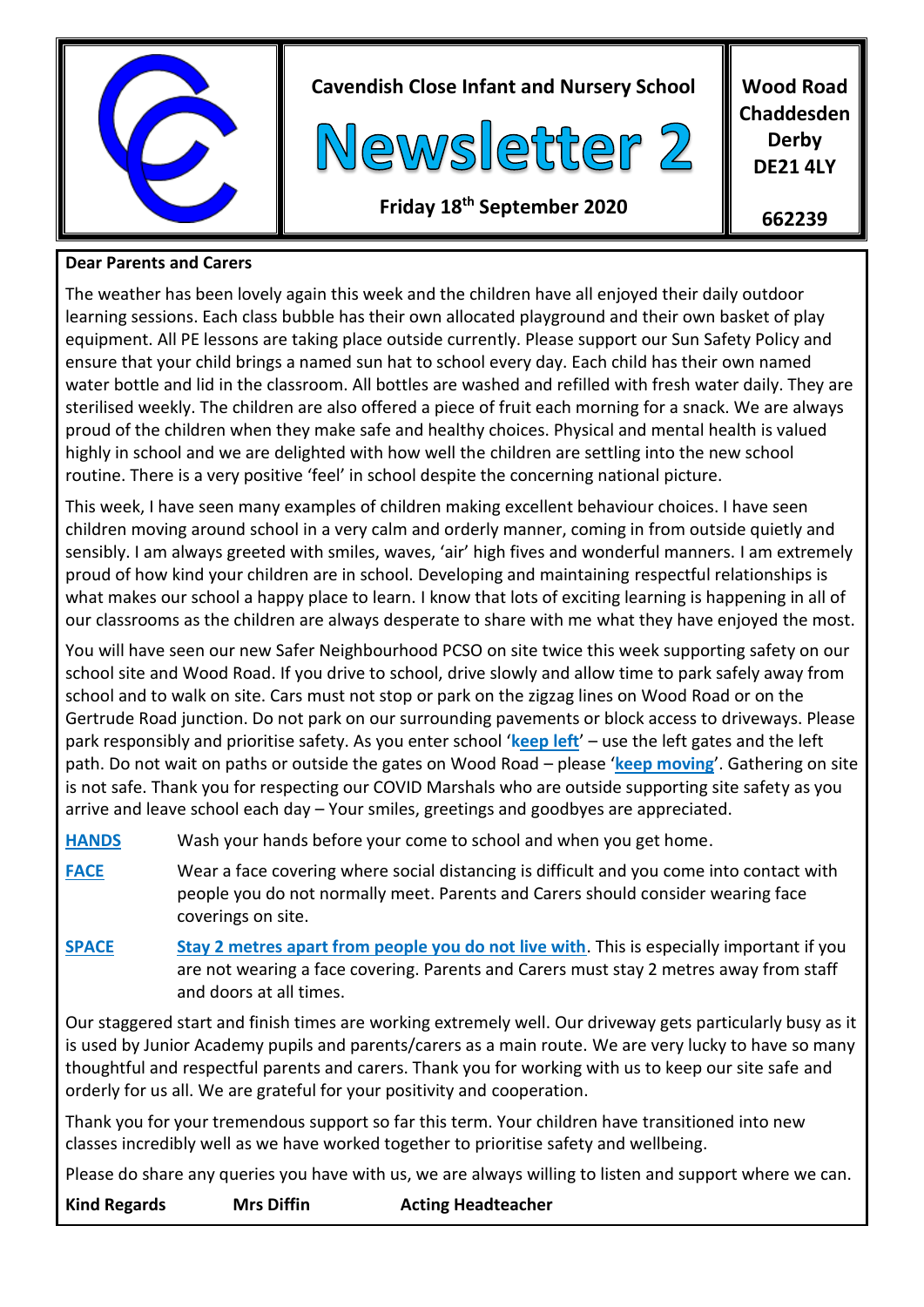# Cavendish Close Infant and Nursery School

## Newsletter 2

**Friday 18th September 2020**

**Wood Road Chaddesden Derby DE21 4LY**

**662239**

**Dear Parents and Carers**

The weather has been lovely again this week and the children have all enjoyed their daily outdoor learning sessions. Each class bubble has their own allocated playground and their own basket of play equipment. All PE lessons are taking place outside currently. Please support our Sun Safety Policy and ensure that your child brings a named sun hat to school every day. Each child has their own named water bottle and lid in the classroom. All bottles are washed and refilled with fresh water daily. They are sterilised weekly. The children are also offered a piece of fruit each morning for a snack. We are always proud of the children when they make safe and healthy choices. Physical and mental health is valued highly in school and we are delighted with how well the children are settling into the new school routine. There is a very positive 'feel' in school despite the concerning national picture.

This week, I have seen many examples of children making excellent behaviour choices. I have seen children moving around school in a very calm and orderly manner, coming in from outside quietly and sensibly. I am always greeted with smiles, waves, 'air' high fives and wonderful manners. I am extremely proud of how kind your children are in school. Developing and maintaining respectful relationships is what makes our school a happy place to learn. I know that lots of exciting learning is happening in all of our classrooms as the children are always desperate to share with me what they have enjoyed the most.

You will have seen our new Safer Neighbourhood PCSO on site twice this week supporting safety on our school site and Wood Road. If you drive to school, drive slowly and allow time to park safely away from school and to walk on site. Cars must not stop or park on the zigzag lines on Wood Road or on the Gertrude Road junction. Do not park on our surrounding pavements or block access to driveways. Please park responsibly and prioritise safety. As you enter school '**keep left**' – use the left gates and the left path. Do not wait on paths or outside the gates on Wood Road – please '**keep moving**'. Gathering on site is not safe. Thank you for respecting our COVID Marshals who are outside supporting site safety as you arrive and leave school each day – Your smiles, greetings and goodbyes are appreciated.

**HANDS** Wash your hands before your come to school and when you get home.

**FACE** Wear a face covering where social distancing is difficult and you come into contact with people you do not normally meet. Parents and Carers should consider wearing face coverings on site.

**SPACE** **Stay 2 metres apart from people you do not live with**. This is especially important if you are not wearing a face covering. Parents and Carers must stay 2 metres away from staff and doors at all times.

Our staggered start and finish times are working extremely well. Our driveway gets particularly busy as it is used by Junior Academy pupils and parents/carers as a main route. We are very lucky to have so many thoughtful and respectful parents and carers. Thank you for working with us to keep our site safe and orderly for us all. We are grateful for your positivity and cooperation.

Thank you for your tremendous support so far this term. Your children have transitioned into new classes incredibly well as we have worked together to prioritise safety and wellbeing.

Please do share any queries you have with us, we are always willing to listen and support where we can.

**Kind Regards** **Mrs Diffin** **Acting Headteacher**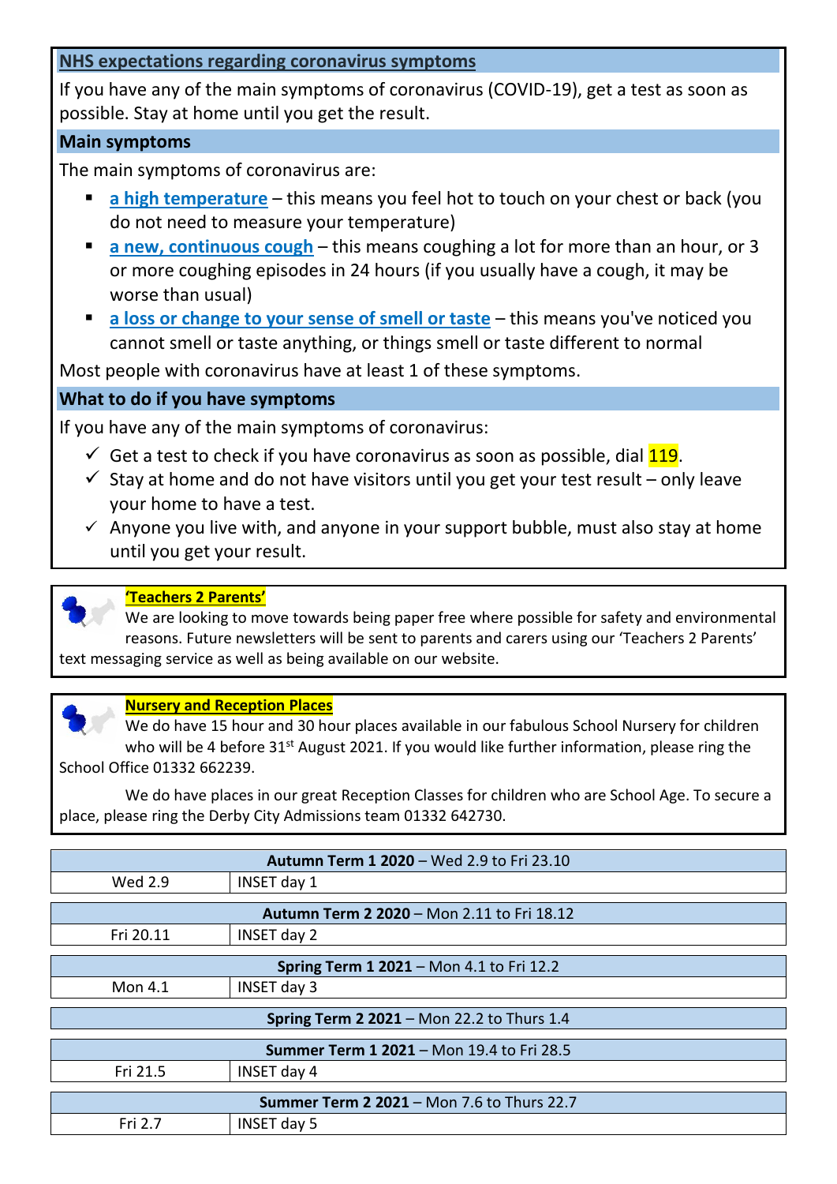## NHS expectations regarding coronavirus symptoms

If you have any of the main symptoms of coronavirus (COVID-19), get a test as soon as possible. Stay at home until you get the result.

### Main symptoms

The main symptoms of coronavirus are:

- **a high temperature** – this means you feel hot to touch on your chest or back (you do not need to measure your temperature)
- **a new, continuous cough** – this means coughing a lot for more than an hour, or 3 or more coughing episodes in 24 hours (if you usually have a cough, it may be worse than usual)
- **a loss or change to your sense of smell or taste** – this means you've noticed you cannot smell or taste anything, or things smell or taste different to normal

Most people with coronavirus have at least 1 of these symptoms.

### What to do if you have symptoms

If you have any of the main symptoms of coronavirus:

- ✓ Get a test to check if you have coronavirus as soon as possible, dial 119.
- ✓ Stay at home and do not have visitors until you get your test result – only leave your home to have a test.
- ✓ Anyone you live with, and anyone in your support bubble, must also stay at home until you get your result.

### 'Teachers 2 Parents'

We are looking to move towards being paper free where possible for safety and environmental reasons. Future newsletters will be sent to parents and carers using our 'Teachers 2 Parents' text messaging service as well as being available on our website.

### Nursery and Reception Places

We do have 15 hour and 30 hour places available in our fabulous School Nursery for children who will be 4 before 31st August 2021. If you would like further information, please ring the School Office 01332 662239.

We do have places in our great Reception Classes for children who are School Age. To secure a place, please ring the Derby City Admissions team 01332 642730.

| **Autumn Term 1 2020** – Wed 2.9 to Fri 23.10 | |
|---|---|
| Wed 2.9 | INSET day 1 |

| **Autumn Term 2 2020** – Mon 2.11 to Fri 18.12 | |
|---|---|
| Fri 20.11 | INSET day 2 |

| **Spring Term 1 2021** – Mon 4.1 to Fri 12.2 | |
|---|---|
| Mon 4.1 | INSET day 3 |

| **Spring Term 2 2021** – Mon 22.2 to Thurs 1.4 |
|---|

| **Summer Term 1 2021** – Mon 19.4 to Fri 28.5 | |
|---|---|
| Fri 21.5 | INSET day 4 |

| **Summer Term 2 2021** – Mon 7.6 to Thurs 22.7 | |
|---|---|
| Fri 2.7 | INSET day 5 |